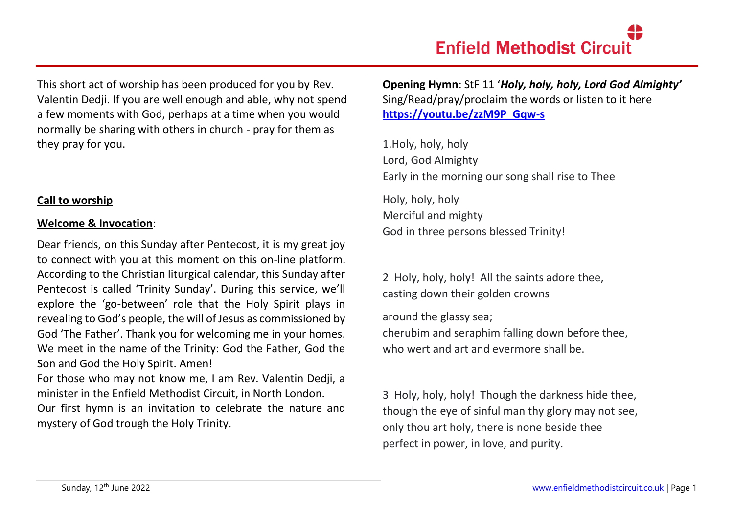This short act of worship has been produced for you by Rev. Valentin Dedji. If you are well enough and able, why not spend a few moments with God, perhaps at a time when you would normally be sharing with others in church - pray for them as they pray for you.

**Call to worship**

**Welcome & Invocation**:

Dear friends, on this Sunday after Pentecost, it is my great joy to connect with you at this moment on this on-line platform. According to the Christian liturgical calendar, this Sunday after Pentecost is called 'Trinity Sunday'. During this service, we'll explore the 'go-between' role that the Holy Spirit plays in revealing to God's people, the will of Jesus as commissioned by God 'The Father'. Thank you for welcoming me in your homes. We meet in the name of the Trinity: God the Father, God the Son and God the Holy Spirit. Amen!

For those who may not know me, I am Rev. Valentin Dedji, a minister in the Enfield Methodist Circuit, in North London.

Our first hymn is an invitation to celebrate the nature and mystery of God trough the Holy Trinity.

**Opening Hymn**: StF 11 '***Holy, holy, holy, Lord God Almighty'***

Sing/Read/pray/proclaim the words or listen to it here **https://youtu.be/zzM9P_Gqw-s**

1.Holy, holy, holy
Lord, God Almighty
Early in the morning our song shall rise to Thee

Holy, holy, holy
Merciful and mighty
God in three persons blessed Trinity!

2 Holy, holy, holy! All the saints adore thee,
casting down their golden crowns

around the glassy sea;
cherubim and seraphim falling down before thee,
who wert and art and evermore shall be.

3 Holy, holy, holy! Though the darkness hide thee,
though the eye of sinful man thy glory may not see,
only thou art holy, there is none beside thee
perfect in power, in love, and purity.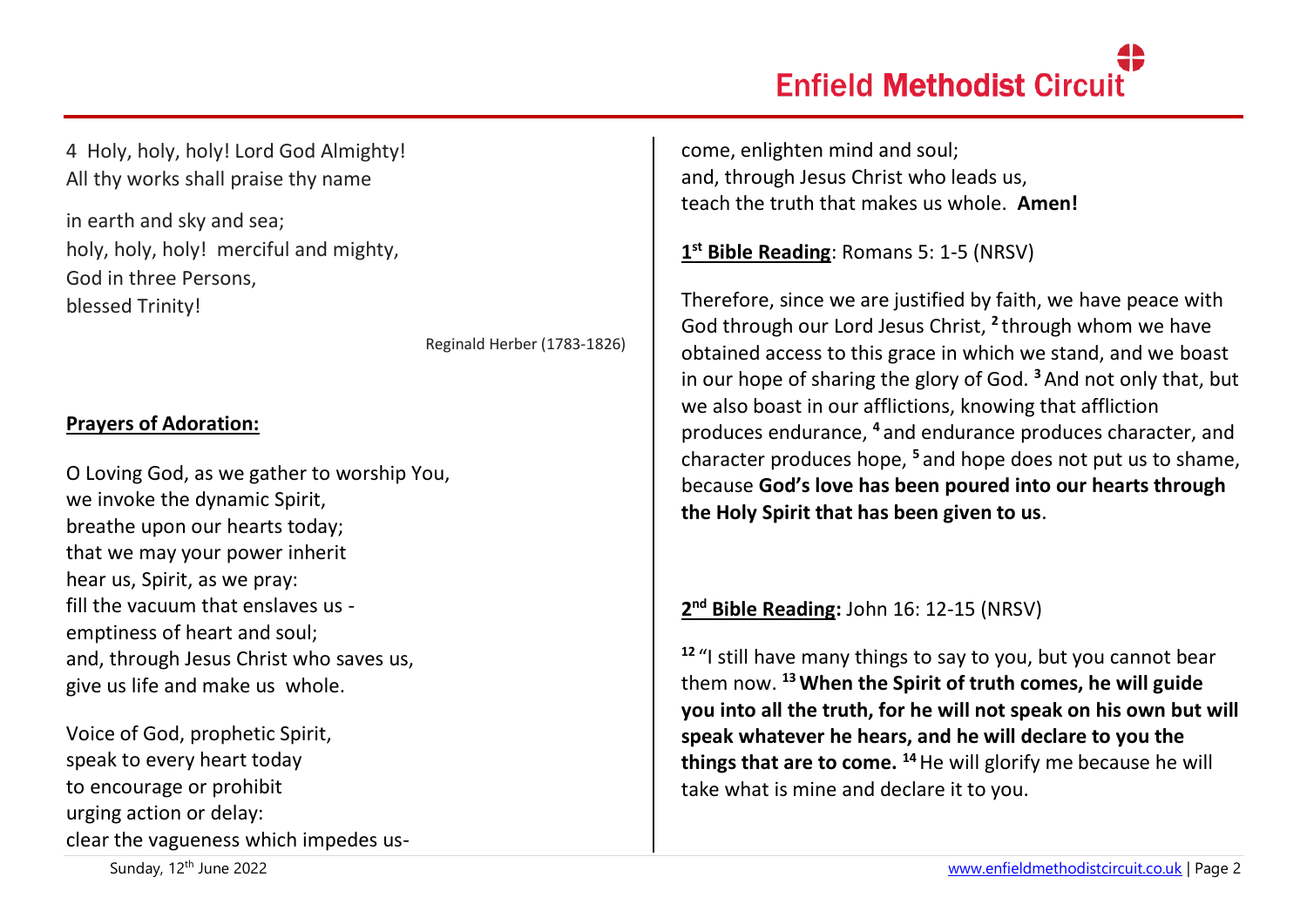4 Holy, holy, holy! Lord God Almighty!
All thy works shall praise thy name

in earth and sky and sea;
holy, holy, holy! merciful and mighty,
God in three Persons,
blessed Trinity!

Reginald Herber (1783-1826)

**Prayers of Adoration:**

O Loving God, as we gather to worship You,
we invoke the dynamic Spirit,
breathe upon our hearts today;
that we may your power inherit
hear us, Spirit, as we pray:
fill the vacuum that enslaves us -
emptiness of heart and soul;
and, through Jesus Christ who saves us,
give us life and make us whole.

Voice of God, prophetic Spirit,
speak to every heart today
to encourage or prohibit
urging action or delay:
clear the vagueness which impedes us-
come, enlighten mind and soul;
and, through Jesus Christ who leads us,
teach the truth that makes us whole. **Amen!**

**1st Bible Reading**: Romans 5: 1-5 (NRSV)

Therefore, since we are justified by faith, we have peace with God through our Lord Jesus Christ, [2] through whom we have obtained access to this grace in which we stand, and we boast in our hope of sharing the glory of God. [3] And not only that, but we also boast in our afflictions, knowing that affliction produces endurance, [4] and endurance produces character, and character produces hope, [5] and hope does not put us to shame, because **God's love has been poured into our hearts through the Holy Spirit that has been given to us**.

**2nd Bible Reading:** John 16: 12-15 (NRSV)

[12] "I still have many things to say to you, but you cannot bear them now. [13] **When the Spirit of truth comes, he will guide you into all the truth, for he will not speak on his own but will speak whatever he hears, and he will declare to you the things that are to come.** [14] He will glorify me because he will take what is mine and declare it to you.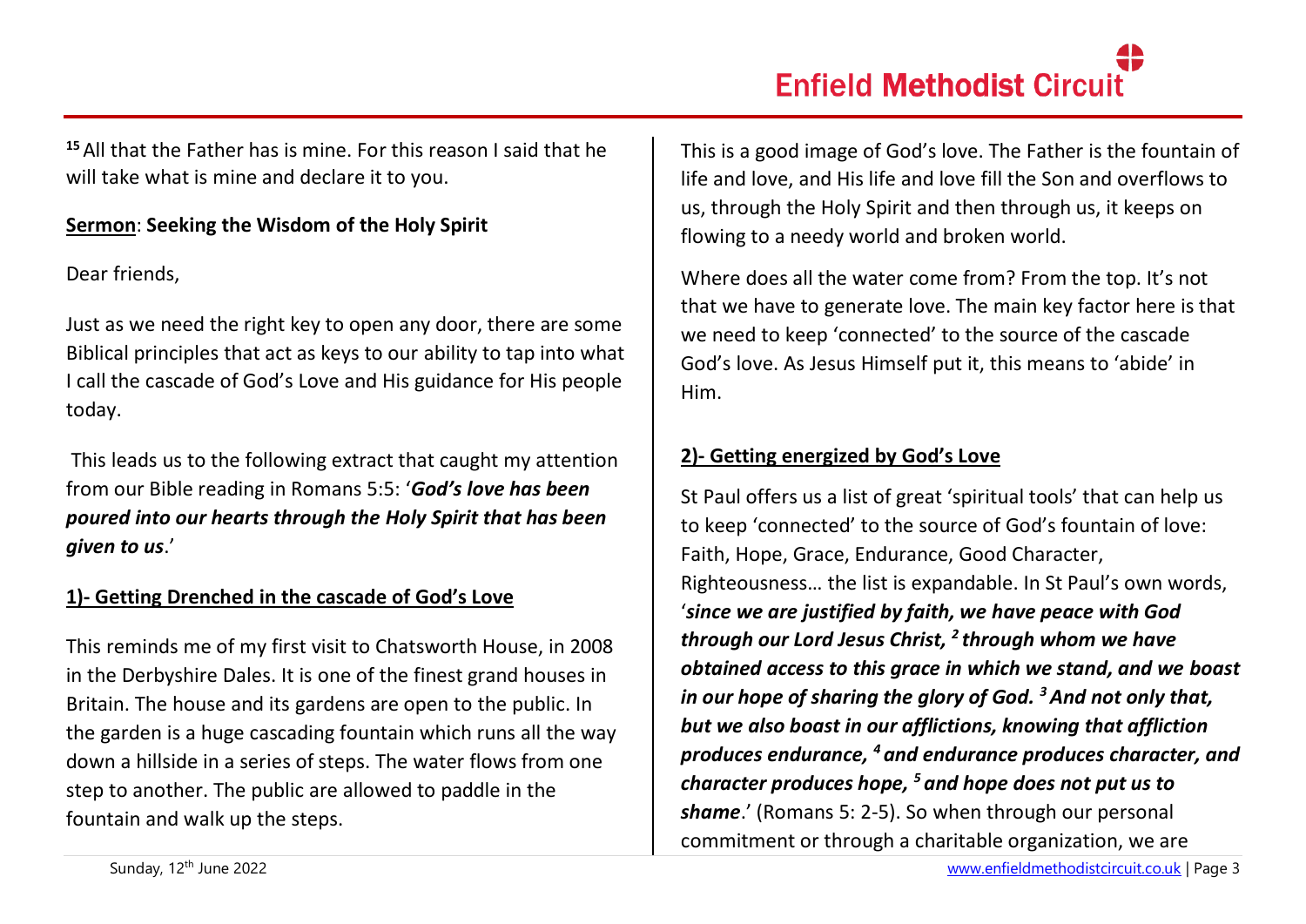[15] All that the Father has is mine. For this reason I said that he will take what is mine and declare it to you.

**<u>Sermon</u>: Seeking the Wisdom of the Holy Spirit**

Dear friends,

Just as we need the right key to open any door, there are some Biblical principles that act as keys to our ability to tap into what I call the cascade of God's Love and His guidance for His people today.

This leads us to the following extract that caught my attention from our Bible reading in Romans 5:5: '***God's love has been poured into our hearts through the Holy Spirit that has been given to us***.'

## 1)- Getting Drenched in the cascade of God's Love

This reminds me of my first visit to Chatsworth House, in 2008 in the Derbyshire Dales. It is one of the finest grand houses in Britain. The house and its gardens are open to the public. In the garden is a huge cascading fountain which runs all the way down a hillside in a series of steps. The water flows from one step to another. The public are allowed to paddle in the fountain and walk up the steps.

This is a good image of God's love. The Father is the fountain of life and love, and His life and love fill the Son and overflows to us, through the Holy Spirit and then through us, it keeps on flowing to a needy world and broken world.

Where does all the water come from? From the top. It's not that we have to generate love. The main key factor here is that we need to keep 'connected' to the source of the cascade God's love. As Jesus Himself put it, this means to 'abide' in Him.

## 2)- Getting energized by God's Love

St Paul offers us a list of great 'spiritual tools' that can help us to keep 'connected' to the source of God's fountain of love: Faith, Hope, Grace, Endurance, Good Character, Righteousness… the list is expandable. In St Paul's own words, '***since we are justified by faith, we have peace with God through our Lord Jesus Christ, [2] through whom we have obtained access to this grace in which we stand, and we boast in our hope of sharing the glory of God. [3] And not only that, but we also boast in our afflictions, knowing that affliction produces endurance, [4] and endurance produces character, and character produces hope, [5] and hope does not put us to shame***.' (Romans 5: 2-5). So when through our personal commitment or through a charitable organization, we are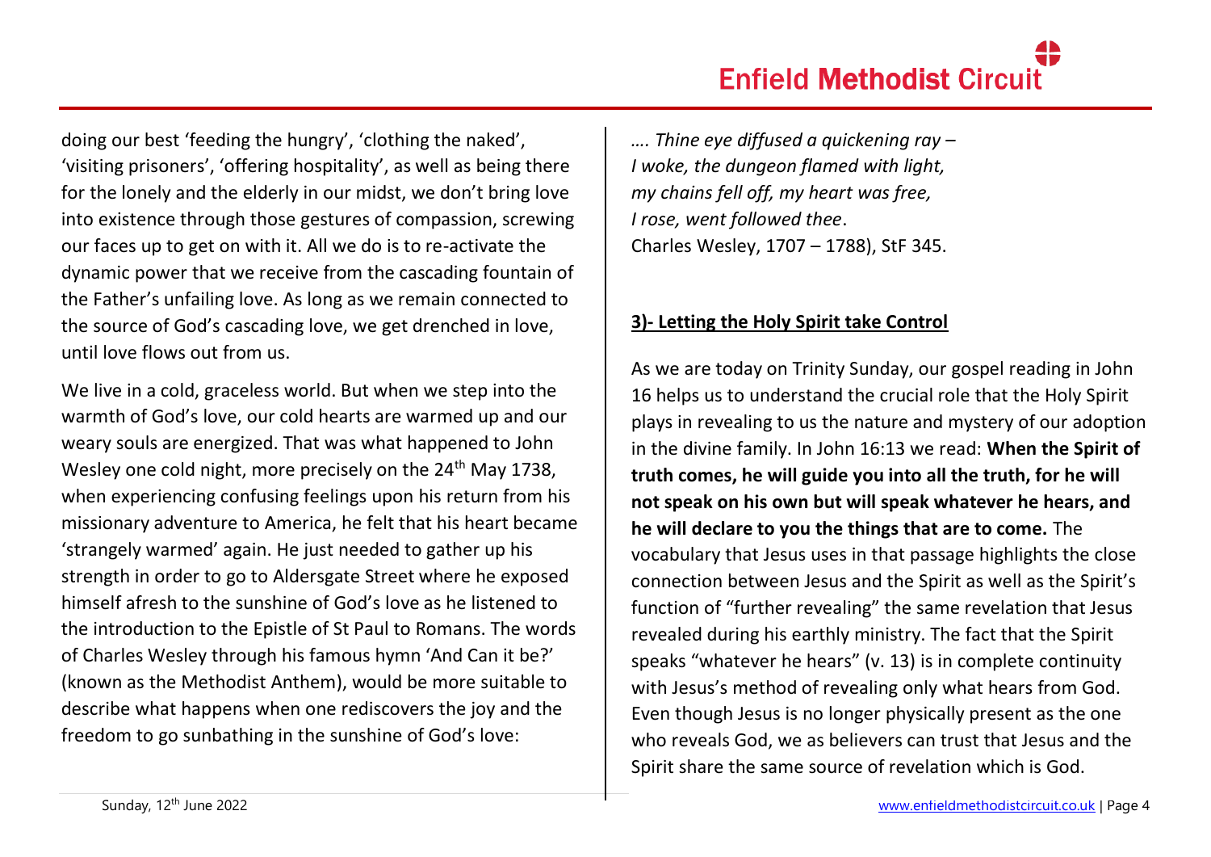doing our best 'feeding the hungry', 'clothing the naked', 'visiting prisoners', 'offering hospitality', as well as being there for the lonely and the elderly in our midst, we don't bring love into existence through those gestures of compassion, screwing our faces up to get on with it. All we do is to re-activate the dynamic power that we receive from the cascading fountain of the Father's unfailing love. As long as we remain connected to the source of God's cascading love, we get drenched in love, until love flows out from us.

We live in a cold, graceless world. But when we step into the warmth of God's love, our cold hearts are warmed up and our weary souls are energized. That was what happened to John Wesley one cold night, more precisely on the 24th May 1738, when experiencing confusing feelings upon his return from his missionary adventure to America, he felt that his heart became 'strangely warmed' again. He just needed to gather up his strength in order to go to Aldersgate Street where he exposed himself afresh to the sunshine of God's love as he listened to the introduction to the Epistle of St Paul to Romans. The words of Charles Wesley through his famous hymn 'And Can it be?' (known as the Methodist Anthem), would be more suitable to describe what happens when one rediscovers the joy and the freedom to go sunbathing in the sunshine of God's love:

*…. Thine eye diffused a quickening ray –*
*I woke, the dungeon flamed with light,*
*my chains fell off, my heart was free,*
*I rose, went followed thee*.
Charles Wesley, 1707 – 1788), StF 345.

**3)- Letting the Holy Spirit take Control**

As we are today on Trinity Sunday, our gospel reading in John 16 helps us to understand the crucial role that the Holy Spirit plays in revealing to us the nature and mystery of our adoption in the divine family. In John 16:13 we read: **When the Spirit of truth comes, he will guide you into all the truth, for he will not speak on his own but will speak whatever he hears, and he will declare to you the things that are to come.** The vocabulary that Jesus uses in that passage highlights the close connection between Jesus and the Spirit as well as the Spirit's function of "further revealing" the same revelation that Jesus revealed during his earthly ministry. The fact that the Spirit speaks "whatever he hears" (v. 13) is in complete continuity with Jesus's method of revealing only what hears from God. Even though Jesus is no longer physically present as the one who reveals God, we as believers can trust that Jesus and the Spirit share the same source of revelation which is God.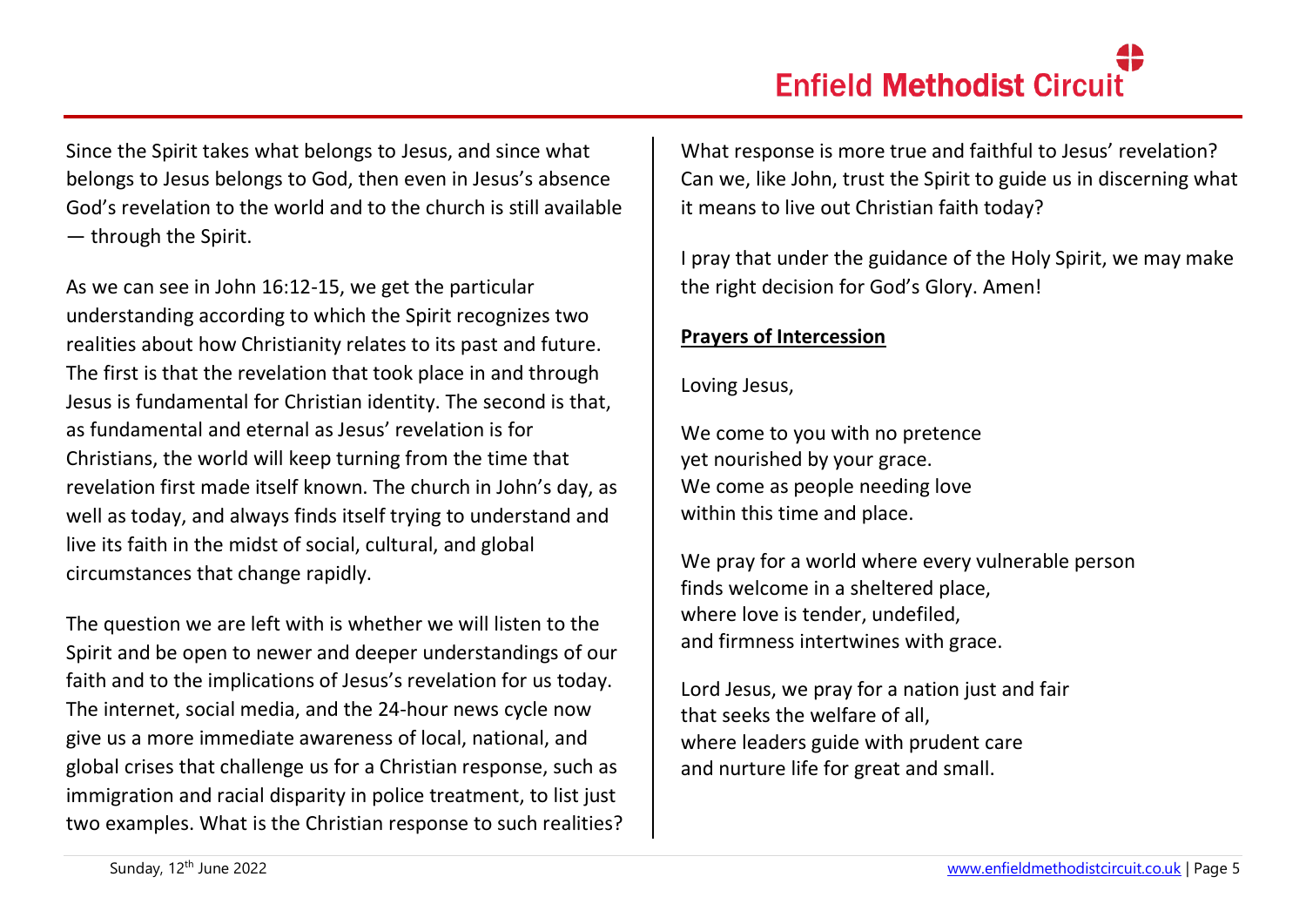Since the Spirit takes what belongs to Jesus, and since what belongs to Jesus belongs to God, then even in Jesus's absence God's revelation to the world and to the church is still available — through the Spirit.

As we can see in John 16:12-15, we get the particular understanding according to which the Spirit recognizes two realities about how Christianity relates to its past and future. The first is that the revelation that took place in and through Jesus is fundamental for Christian identity. The second is that, as fundamental and eternal as Jesus' revelation is for Christians, the world will keep turning from the time that revelation first made itself known. The church in John's day, as well as today, and always finds itself trying to understand and live its faith in the midst of social, cultural, and global circumstances that change rapidly.

The question we are left with is whether we will listen to the Spirit and be open to newer and deeper understandings of our faith and to the implications of Jesus's revelation for us today. The internet, social media, and the 24-hour news cycle now give us a more immediate awareness of local, national, and global crises that challenge us for a Christian response, such as immigration and racial disparity in police treatment, to list just two examples. What is the Christian response to such realities? What response is more true and faithful to Jesus' revelation? Can we, like John, trust the Spirit to guide us in discerning what it means to live out Christian faith today?

I pray that under the guidance of the Holy Spirit, we may make the right decision for God's Glory. Amen!

**Prayers of Intercession**

Loving Jesus,

We come to you with no pretence
yet nourished by your grace.
We come as people needing love
within this time and place.

We pray for a world where every vulnerable person
finds welcome in a sheltered place,
where love is tender, undefiled,
and firmness intertwines with grace.

Lord Jesus, we pray for a nation just and fair
that seeks the welfare of all,
where leaders guide with prudent care
and nurture life for great and small.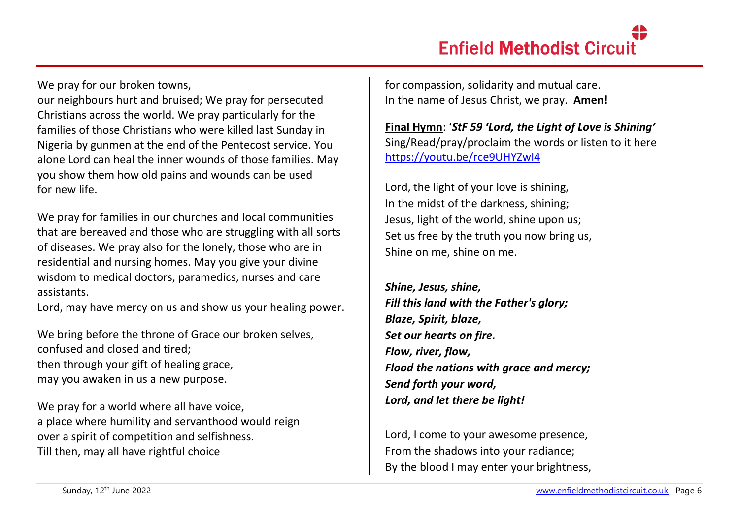We pray for our broken towns,
our neighbours hurt and bruised; We pray for persecuted Christians across the world. We pray particularly for the families of those Christians who were killed last Sunday in Nigeria by gunmen at the end of the Pentecost service. You alone Lord can heal the inner wounds of those families. May you show them how old pains and wounds can be used for new life.

We pray for families in our churches and local communities that are bereaved and those who are struggling with all sorts of diseases. We pray also for the lonely, those who are in residential and nursing homes. May you give your divine wisdom to medical doctors, paramedics, nurses and care assistants.
Lord, may have mercy on us and show us your healing power.

We bring before the throne of Grace our broken selves,
confused and closed and tired;
then through your gift of healing grace,
may you awaken in us a new purpose.

We pray for a world where all have voice,
a place where humility and servanthood would reign
over a spirit of competition and selfishness.
Till then, may all have rightful choice
for compassion, solidarity and mutual care.
In the name of Jesus Christ, we pray. **Amen!**

**Final Hymn**: '***StF 59 'Lord, the Light of Love is Shining'***
Sing/Read/pray/proclaim the words or listen to it here https://youtu.be/rce9UHYZwl4

Lord, the light of your love is shining,
In the midst of the darkness, shining;
Jesus, light of the world, shine upon us;
Set us free by the truth you now bring us,
Shine on me, shine on me.

***Shine, Jesus, shine,***
***Fill this land with the Father's glory;***
***Blaze, Spirit, blaze,***
***Set our hearts on fire.***
***Flow, river, flow,***
***Flood the nations with grace and mercy;***
***Send forth your word,***
***Lord, and let there be light!***

Lord, I come to your awesome presence,
From the shadows into your radiance;
By the blood I may enter your brightness,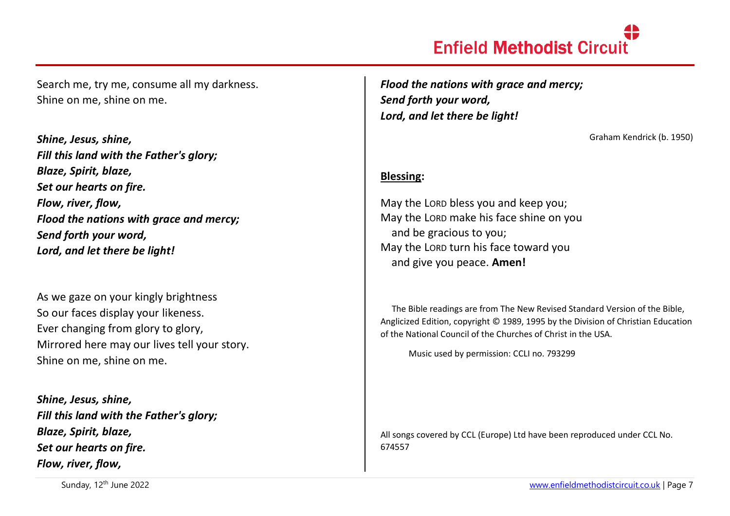Search me, try me, consume all my darkness.
Shine on me, shine on me.

***Shine, Jesus, shine,***
***Fill this land with the Father's glory;***
***Blaze, Spirit, blaze,***
***Set our hearts on fire.***
***Flow, river, flow,***
***Flood the nations with grace and mercy;***
***Send forth your word,***
***Lord, and let there be light!***

As we gaze on your kingly brightness
So our faces display your likeness.
Ever changing from glory to glory,
Mirrored here may our lives tell your story.
Shine on me, shine on me.

***Shine, Jesus, shine,***
***Fill this land with the Father's glory;***
***Blaze, Spirit, blaze,***
***Set our hearts on fire.***
***Flow, river, flow,***
***Flood the nations with grace and mercy;***
***Send forth your word,***
***Lord, and let there be light!***

Graham Kendrick (b. 1950)

**Blessing:**

May the LORD bless you and keep you;
May the LORD make his face shine on you
and be gracious to you;
May the LORD turn his face toward you
and give you peace. **Amen!**

The Bible readings are from The New Revised Standard Version of the Bible, Anglicized Edition, copyright © 1989, 1995 by the Division of Christian Education of the National Council of the Churches of Christ in the USA.

Music used by permission: CCLI no. 793299

All songs covered by CCL (Europe) Ltd have been reproduced under CCL No. 674557